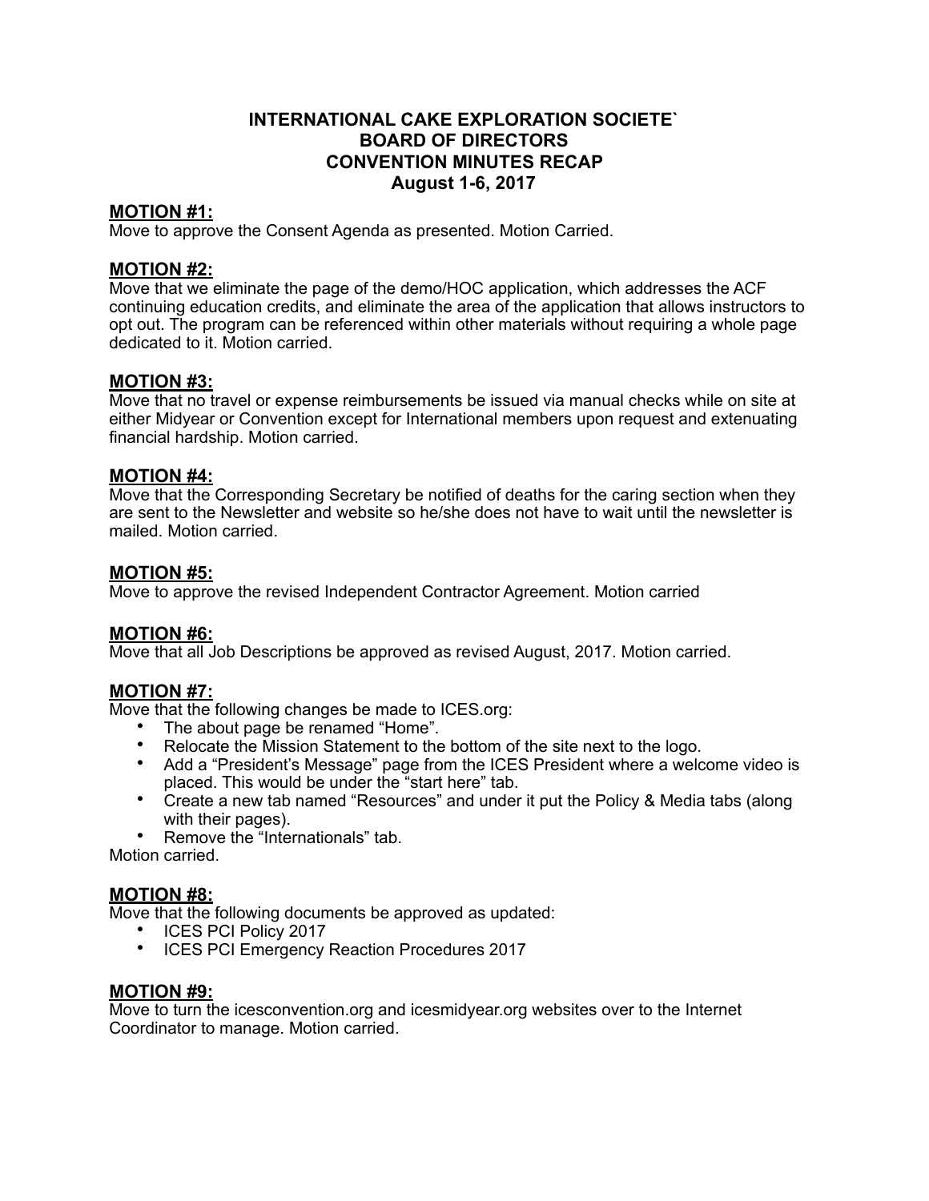# INTERNATIONAL CAKE EXPLORATION SOCIETE`
## BOARD OF DIRECTORS
## CONVENTION MINUTES RECAP
## August 1-6, 2017

### MOTION #1:

Move to approve the Consent Agenda as presented. Motion Carried.

### MOTION #2:

Move that we eliminate the page of the demo/HOC application, which addresses the ACF continuing education credits, and eliminate the area of the application that allows instructors to opt out. The program can be referenced within other materials without requiring a whole page dedicated to it. Motion carried.

### MOTION #3:

Move that no travel or expense reimbursements be issued via manual checks while on site at either Midyear or Convention except for International members upon request and extenuating financial hardship. Motion carried.

### MOTION #4:

Move that the Corresponding Secretary be notified of deaths for the caring section when they are sent to the Newsletter and website so he/she does not have to wait until the newsletter is mailed. Motion carried.

### MOTION #5:

Move to approve the revised Independent Contractor Agreement. Motion carried

### MOTION #6:

Move that all Job Descriptions be approved as revised August, 2017. Motion carried.

### MOTION #7:

Move that the following changes be made to ICES.org:

- The about page be renamed "Home".
- Relocate the Mission Statement to the bottom of the site next to the logo.
- Add a "President's Message" page from the ICES President where a welcome video is placed. This would be under the "start here" tab.
- Create a new tab named "Resources" and under it put the Policy & Media tabs (along with their pages).
- Remove the "Internationals" tab.

Motion carried.

### MOTION #8:

Move that the following documents be approved as updated:

- ICES PCI Policy 2017
- ICES PCI Emergency Reaction Procedures 2017

### MOTION #9:

Move to turn the icesconvention.org and icesmidyear.org websites over to the Internet Coordinator to manage. Motion carried.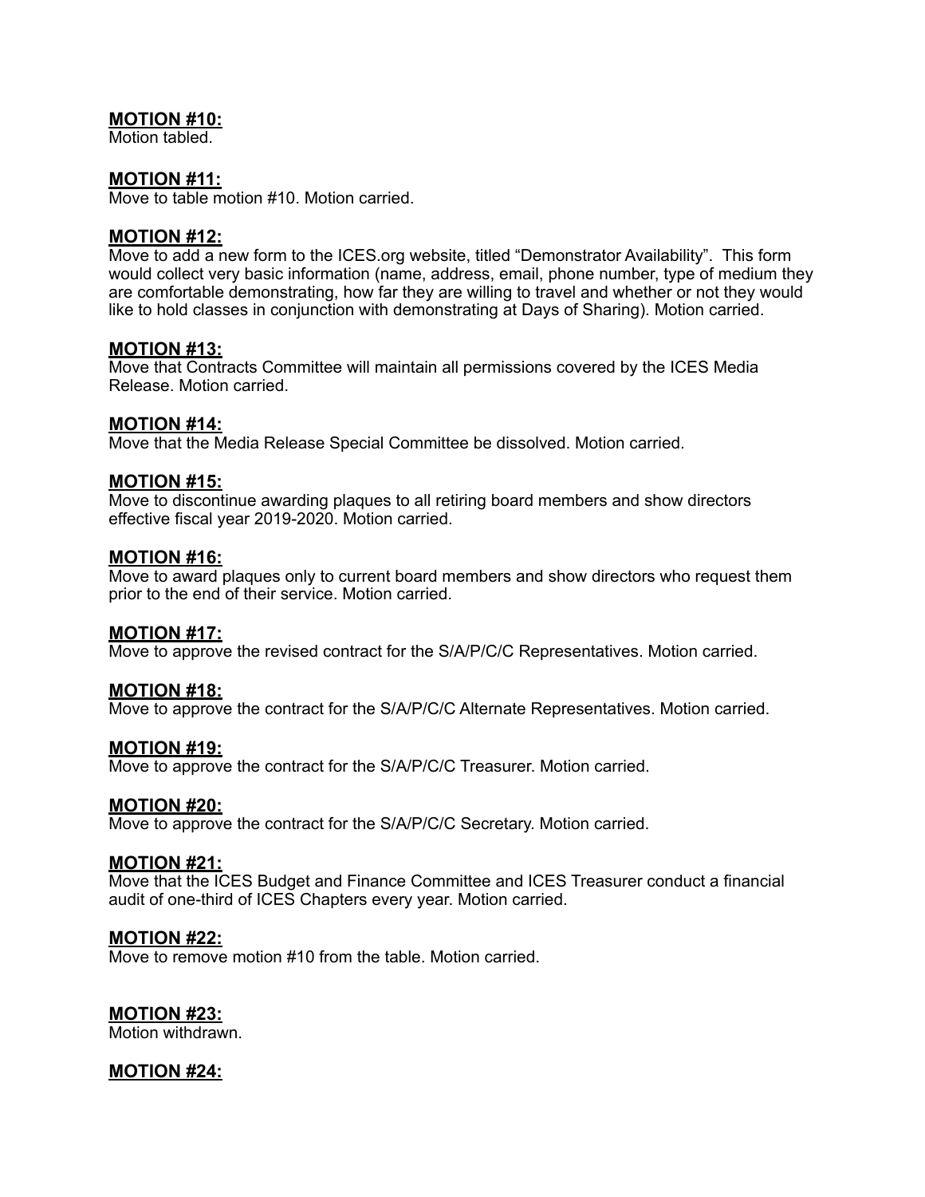**MOTION #10:**
Motion tabled.

**MOTION #11:**
Move to table motion #10. Motion carried.

**MOTION #12:**
Move to add a new form to the ICES.org website, titled "Demonstrator Availability". This form would collect very basic information (name, address, email, phone number, type of medium they are comfortable demonstrating, how far they are willing to travel and whether or not they would like to hold classes in conjunction with demonstrating at Days of Sharing). Motion carried.

**MOTION #13:**
Move that Contracts Committee will maintain all permissions covered by the ICES Media Release. Motion carried.

**MOTION #14:**
Move that the Media Release Special Committee be dissolved. Motion carried.

**MOTION #15:**
Move to discontinue awarding plaques to all retiring board members and show directors effective fiscal year 2019-2020. Motion carried.

**MOTION #16:**
Move to award plaques only to current board members and show directors who request them prior to the end of their service. Motion carried.

**MOTION #17:**
Move to approve the revised contract for the S/A/P/C/C Representatives. Motion carried.

**MOTION #18:**
Move to approve the contract for the S/A/P/C/C Alternate Representatives. Motion carried.

**MOTION #19:**
Move to approve the contract for the S/A/P/C/C Treasurer. Motion carried.

**MOTION #20:**
Move to approve the contract for the S/A/P/C/C Secretary. Motion carried.

**MOTION #21:**
Move that the ICES Budget and Finance Committee and ICES Treasurer conduct a financial audit of one-third of ICES Chapters every year. Motion carried.

**MOTION #22:**
Move to remove motion #10 from the table. Motion carried.

**MOTION #23:**
Motion withdrawn.

**MOTION #24:**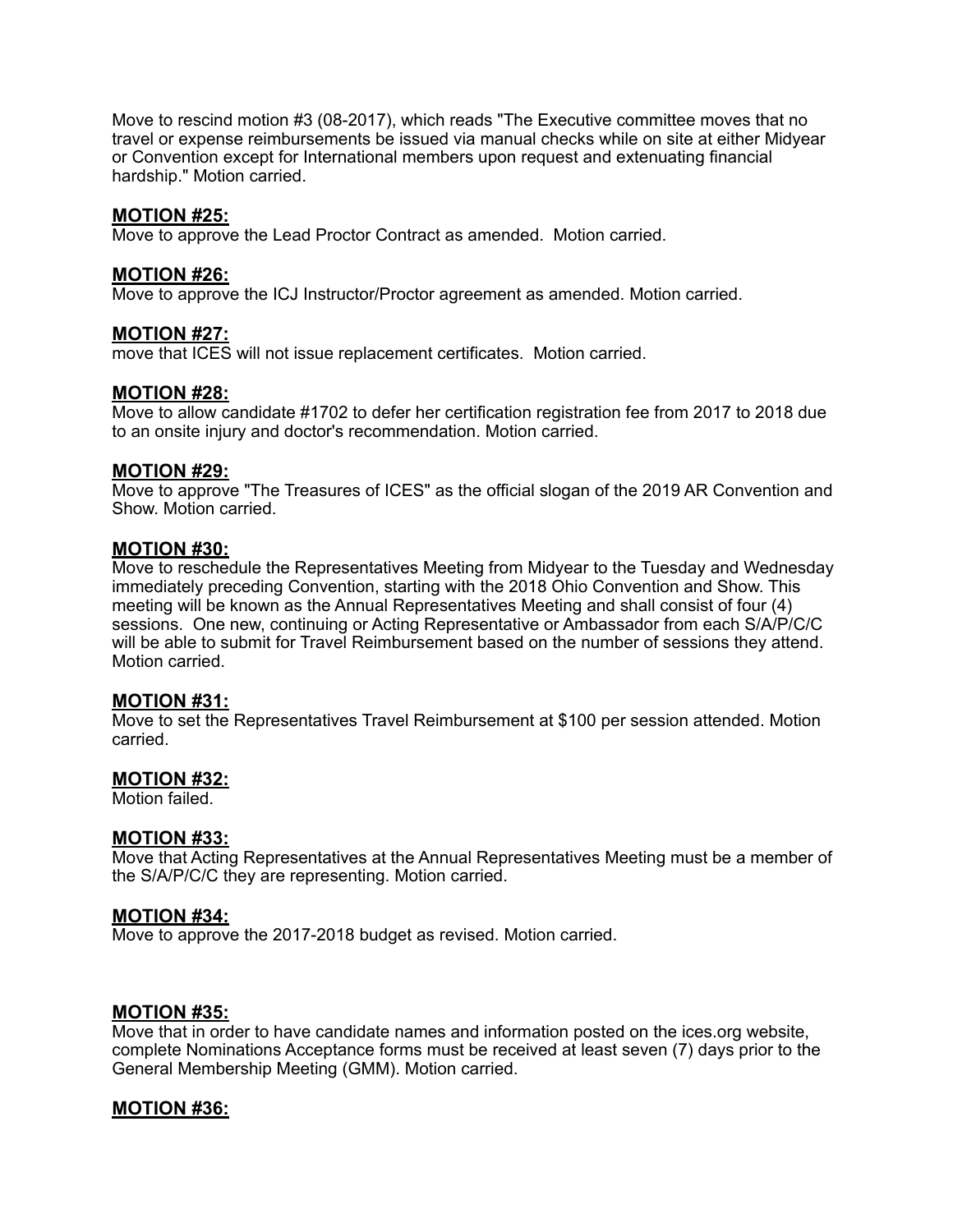Move to rescind motion #3 (08-2017), which reads "The Executive committee moves that no travel or expense reimbursements be issued via manual checks while on site at either Midyear or Convention except for International members upon request and extenuating financial hardship." Motion carried.

**MOTION #25:**
Move to approve the Lead Proctor Contract as amended. Motion carried.

**MOTION #26:**
Move to approve the ICJ Instructor/Proctor agreement as amended. Motion carried.

**MOTION #27:**
move that ICES will not issue replacement certificates. Motion carried.

**MOTION #28:**
Move to allow candidate #1702 to defer her certification registration fee from 2017 to 2018 due to an onsite injury and doctor's recommendation. Motion carried.

**MOTION #29:**
Move to approve "The Treasures of ICES" as the official slogan of the 2019 AR Convention and Show. Motion carried.

**MOTION #30:**
Move to reschedule the Representatives Meeting from Midyear to the Tuesday and Wednesday immediately preceding Convention, starting with the 2018 Ohio Convention and Show. This meeting will be known as the Annual Representatives Meeting and shall consist of four (4) sessions. One new, continuing or Acting Representative or Ambassador from each S/A/P/C/C will be able to submit for Travel Reimbursement based on the number of sessions they attend. Motion carried.

**MOTION #31:**
Move to set the Representatives Travel Reimbursement at $100 per session attended. Motion carried.

**MOTION #32:**
Motion failed.

**MOTION #33:**
Move that Acting Representatives at the Annual Representatives Meeting must be a member of the S/A/P/C/C they are representing. Motion carried.

**MOTION #34:**
Move to approve the 2017-2018 budget as revised. Motion carried.

**MOTION #35:**
Move that in order to have candidate names and information posted on the ices.org website, complete Nominations Acceptance forms must be received at least seven (7) days prior to the General Membership Meeting (GMM). Motion carried.

**MOTION #36:**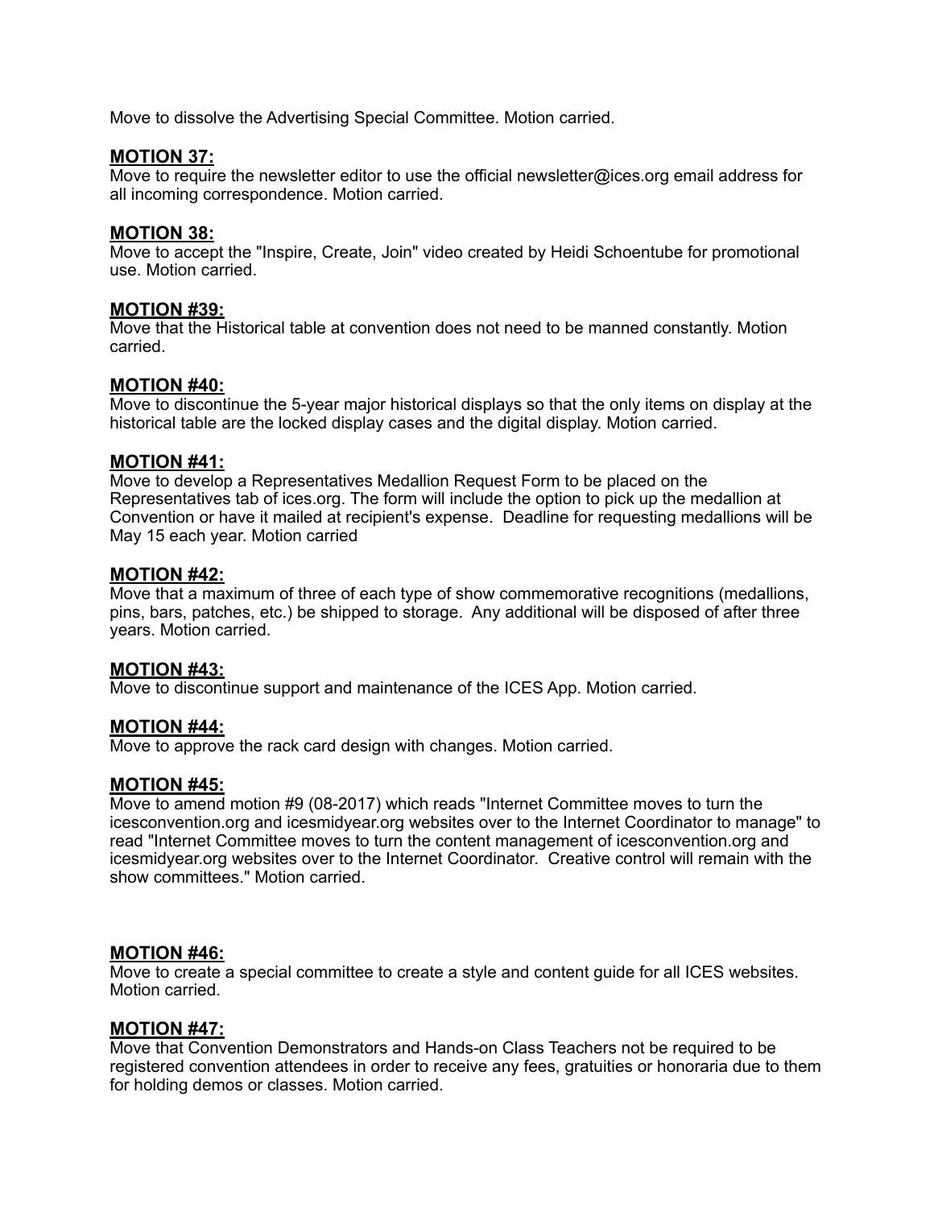Move to dissolve the Advertising Special Committee. Motion carried.

**MOTION 37:**
Move to require the newsletter editor to use the official newsletter@ices.org email address for all incoming correspondence. Motion carried.

**MOTION 38:**
Move to accept the "Inspire, Create, Join" video created by Heidi Schoentube for promotional use. Motion carried.

**MOTION #39:**
Move that the Historical table at convention does not need to be manned constantly. Motion carried.

**MOTION #40:**
Move to discontinue the 5-year major historical displays so that the only items on display at the historical table are the locked display cases and the digital display. Motion carried.

**MOTION #41:**
Move to develop a Representatives Medallion Request Form to be placed on the Representatives tab of ices.org. The form will include the option to pick up the medallion at Convention or have it mailed at recipient's expense. Deadline for requesting medallions will be May 15 each year. Motion carried

**MOTION #42:**
Move that a maximum of three of each type of show commemorative recognitions (medallions, pins, bars, patches, etc.) be shipped to storage. Any additional will be disposed of after three years. Motion carried.

**MOTION #43:**
Move to discontinue support and maintenance of the ICES App. Motion carried.

**MOTION #44:**
Move to approve the rack card design with changes. Motion carried.

**MOTION #45:**
Move to amend motion #9 (08-2017) which reads "Internet Committee moves to turn the icesconvention.org and icesmidyear.org websites over to the Internet Coordinator to manage" to read "Internet Committee moves to turn the content management of icesconvention.org and icesmidyear.org websites over to the Internet Coordinator. Creative control will remain with the show committees." Motion carried.

**MOTION #46:**
Move to create a special committee to create a style and content guide for all ICES websites. Motion carried.

**MOTION #47:**
Move that Convention Demonstrators and Hands-on Class Teachers not be required to be registered convention attendees in order to receive any fees, gratuities or honoraria due to them for holding demos or classes. Motion carried.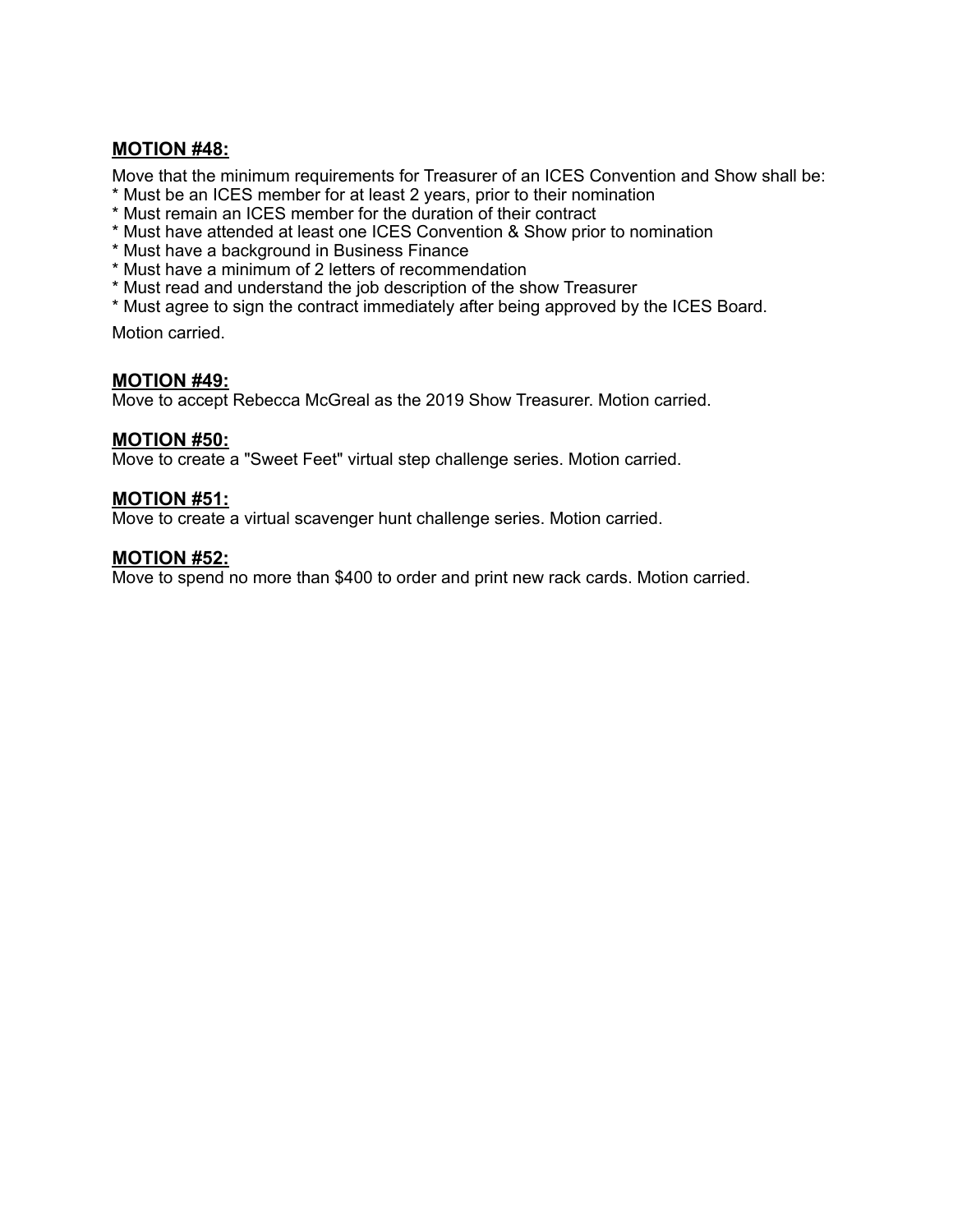**MOTION #48:**

Move that the minimum requirements for Treasurer of an ICES Convention and Show shall be:

* Must be an ICES member for at least 2 years, prior to their nomination
* Must remain an ICES member for the duration of their contract
* Must have attended at least one ICES Convention & Show prior to nomination
* Must have a background in Business Finance
* Must have a minimum of 2 letters of recommendation
* Must read and understand the job description of the show Treasurer
* Must agree to sign the contract immediately after being approved by the ICES Board.

Motion carried.

**MOTION #49:**

Move to accept Rebecca McGreal as the 2019 Show Treasurer. Motion carried.

**MOTION #50:**

Move to create a "Sweet Feet" virtual step challenge series. Motion carried.

**MOTION #51:**

Move to create a virtual scavenger hunt challenge series. Motion carried.

**MOTION #52:**

Move to spend no more than $400 to order and print new rack cards. Motion carried.